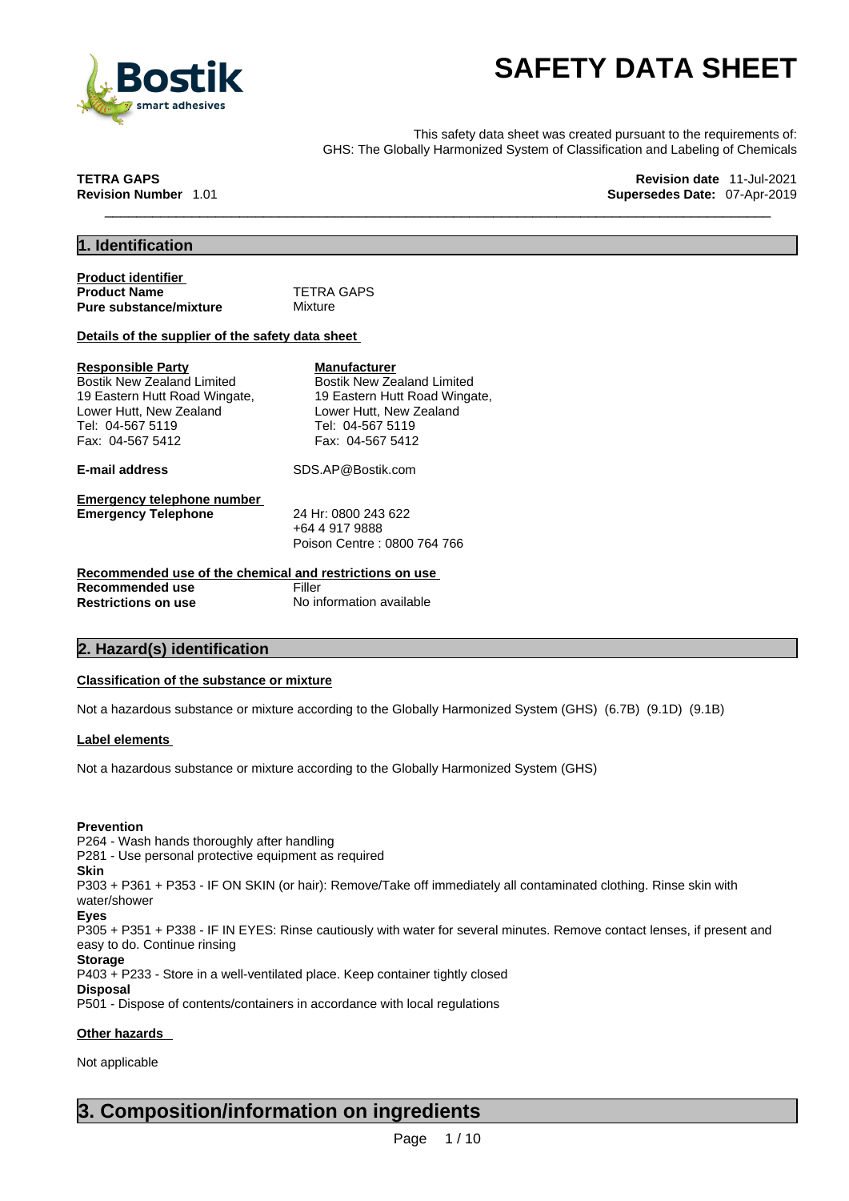# SAFETY DATA SHEET

This safety data sheet was created pursuant to the requirements of:
GHS: The Globally Harmonized System of Classification and Labeling of Chemicals

**TETRA GAPS**
**Revision Number** 1.01

**Revision date** 11-Jul-2021
**Supersedes Date:** 07-Apr-2019

## 1. Identification

**Product identifier**

| | |
|---|---|
| **Product Name** | TETRA GAPS |
| **Pure substance/mixture** | Mixture |

**Details of the supplier of the safety data sheet**

**Responsible Party**
Bostik New Zealand Limited
19 Eastern Hutt Road Wingate,
Lower Hutt, New Zealand
Tel: 04-567 5119
Fax: 04-567 5412

**Manufacturer**
Bostik New Zealand Limited
19 Eastern Hutt Road Wingate,
Lower Hutt, New Zealand
Tel: 04-567 5119
Fax: 04-567 5412

**E-mail address** SDS.AP@Bostik.com

**Emergency telephone number**

**Emergency Telephone** 24 Hr: 0800 243 622
+64 4 917 9888
Poison Centre : 0800 764 766

**Recommended use of the chemical and restrictions on use**

| | |
|---|---|
| **Recommended use** | Filler |
| **Restrictions on use** | No information available |

## 2. Hazard(s) identification

**Classification of the substance or mixture**

Not a hazardous substance or mixture according to the Globally Harmonized System (GHS) (6.7B) (9.1D) (9.1B)

**Label elements**

Not a hazardous substance or mixture according to the Globally Harmonized System (GHS)

**Prevention**
P264 - Wash hands thoroughly after handling
P281 - Use personal protective equipment as required
**Skin**
P303 + P361 + P353 - IF ON SKIN (or hair): Remove/Take off immediately all contaminated clothing. Rinse skin with water/shower
**Eyes**
P305 + P351 + P338 - IF IN EYES: Rinse cautiously with water for several minutes. Remove contact lenses, if present and easy to do. Continue rinsing
**Storage**
P403 + P233 - Store in a well-ventilated place. Keep container tightly closed
**Disposal**
P501 - Dispose of contents/containers in accordance with local regulations

**Other hazards**

Not applicable

## 3. Composition/information on ingredients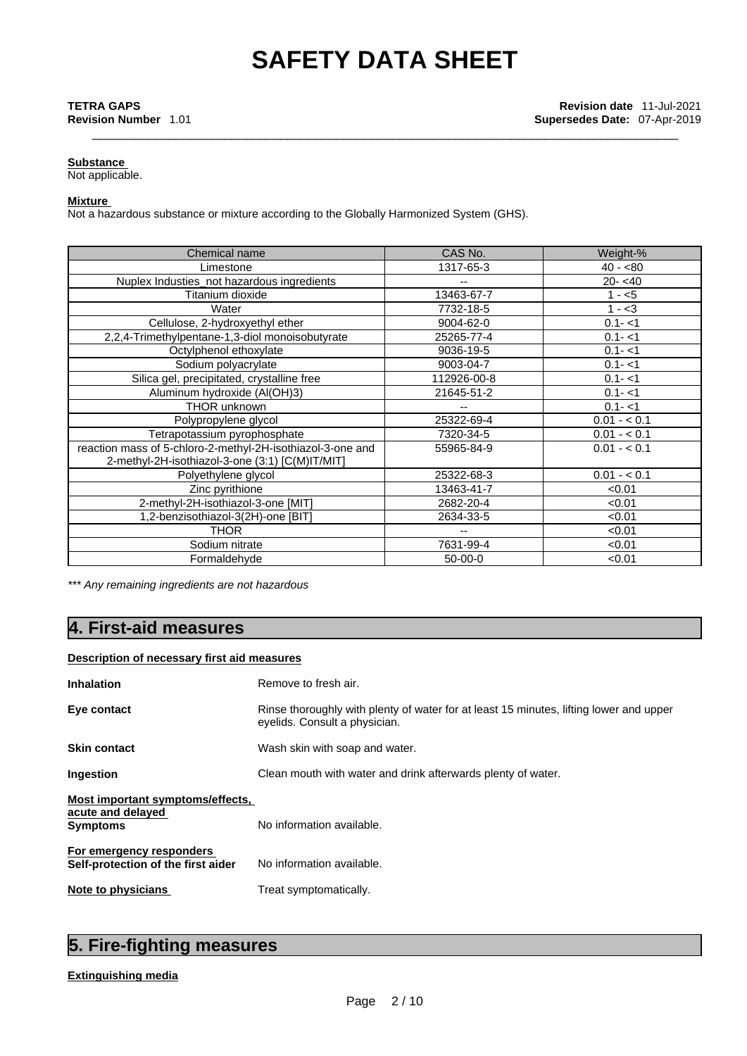# SAFETY DATA SHEET

**TETRA GAPS**
**Revision Number** 1.01

**Revision date** 11-Jul-2021
**Supersedes Date:** 07-Apr-2019

**Substance**
Not applicable.

**Mixture**
Not a hazardous substance or mixture according to the Globally Harmonized System (GHS).

| Chemical name | CAS No. | Weight-% |
|---|---|---|
| Limestone | 1317-65-3 | 40 - <80 |
| Nuplex Industies_not hazardous ingredients | -- | 20- <40 |
| Titanium dioxide | 13463-67-7 | 1 - <5 |
| Water | 7732-18-5 | 1 - <3 |
| Cellulose, 2-hydroxyethyl ether | 9004-62-0 | 0.1- <1 |
| 2,2,4-Trimethylpentane-1,3-diol monoisobutyrate | 25265-77-4 | 0.1- <1 |
| Octylphenol ethoxylate | 9036-19-5 | 0.1- <1 |
| Sodium polyacrylate | 9003-04-7 | 0.1- <1 |
| Silica gel, precipitated, crystalline free | 112926-00-8 | 0.1- <1 |
| Aluminum hydroxide (Al(OH)3) | 21645-51-2 | 0.1- <1 |
| THOR unknown | -- | 0.1- <1 |
| Polypropylene glycol | 25322-69-4 | 0.01 - < 0.1 |
| Tetrapotassium pyrophosphate | 7320-34-5 | 0.01 - < 0.1 |
| reaction mass of 5-chloro-2-methyl-2H-isothiazol-3-one and 2-methyl-2H-isothiazol-3-one (3:1) [C(M)IT/MIT] | 55965-84-9 | 0.01 - < 0.1 |
| Polyethylene glycol | 25322-68-3 | 0.01 - < 0.1 |
| Zinc pyrithione | 13463-41-7 | <0.01 |
| 2-methyl-2H-isothiazol-3-one [MIT] | 2682-20-4 | <0.01 |
| 1,2-benzisothiazol-3(2H)-one [BIT] | 2634-33-5 | <0.01 |
| THOR | -- | <0.01 |
| Sodium nitrate | 7631-99-4 | <0.01 |
| Formaldehyde | 50-00-0 | <0.01 |

*\*\*\* Any remaining ingredients are not hazardous*

## 4. First-aid measures

**Description of necessary first aid measures**

**Inhalation** Remove to fresh air.

**Eye contact** Rinse thoroughly with plenty of water for at least 15 minutes, lifting lower and upper eyelids. Consult a physician.

**Skin contact** Wash skin with soap and water.

**Ingestion** Clean mouth with water and drink afterwards plenty of water.

**Most important symptoms/effects, acute and delayed**
**Symptoms** No information available.

**For emergency responders**
**Self-protection of the first aider** No information available.

**Note to physicians** Treat symptomatically.

## 5. Fire-fighting measures

**Extinguishing media**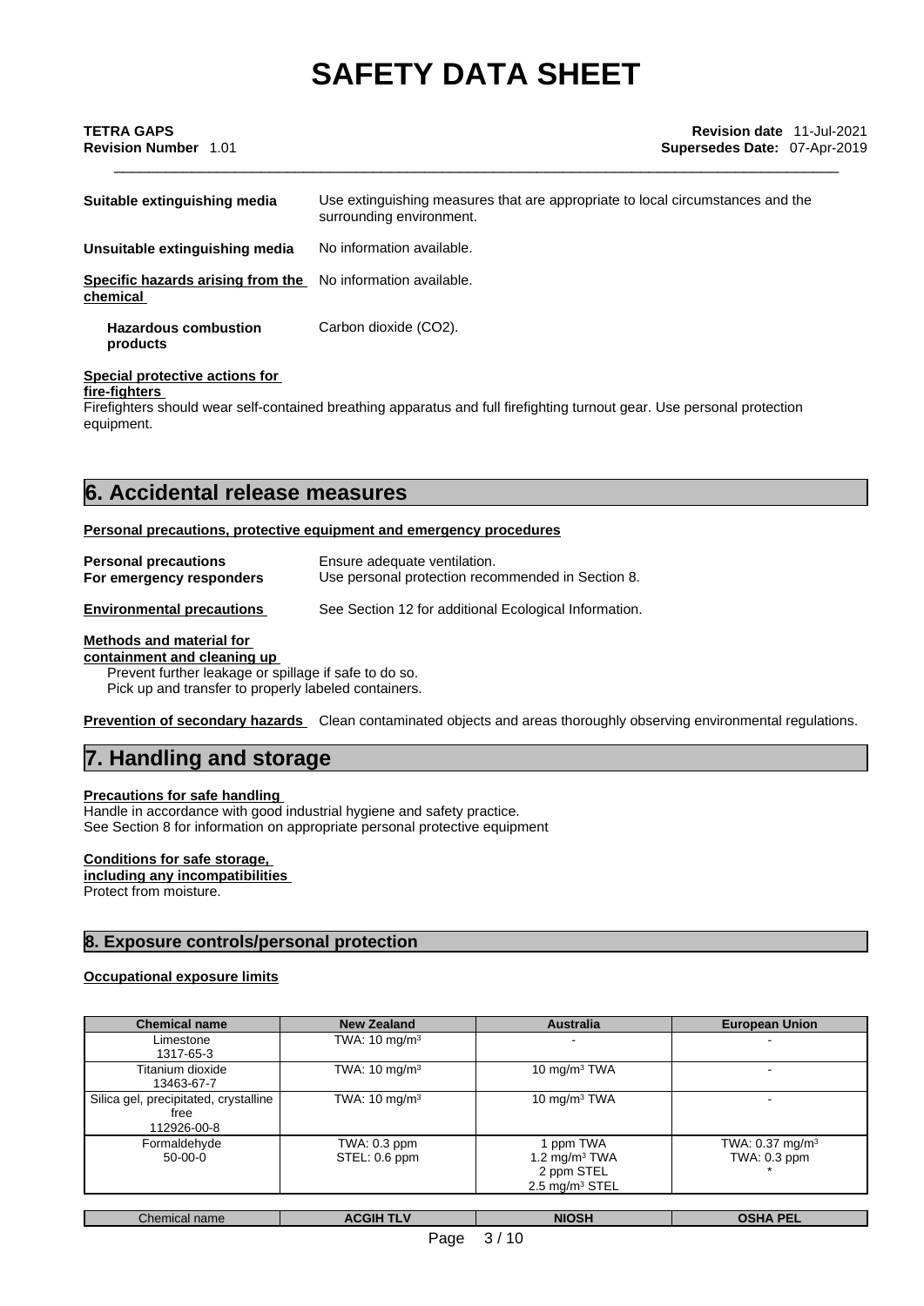| Suitable extinguishing media | Use extinguishing measures that are appropriate to local circumstances and the surrounding environment. |
| --- | --- |
| Unsuitable extinguishing media | No information available. |
| **Specific hazards arising from the chemical** | No information available. |
| **Hazardous combustion products** | Carbon dioxide ($CO_2$). |

**Special protective actions for fire-fighters**

Firefighters should wear self-contained breathing apparatus and full firefighting turnout gear. Use personal protection equipment.

## 6. Accidental release measures

**Personal precautions, protective equipment and emergency procedures**

**Personal precautions** Ensure adequate ventilation.

**For emergency responders** Use personal protection recommended in Section 8.

**Environmental precautions** See Section 12 for additional Ecological Information.

**Methods and material for containment and cleaning up**

Prevent further leakage or spillage if safe to do so.
Pick up and transfer to properly labeled containers.

**Prevention of secondary hazards** Clean contaminated objects and areas thoroughly observing environmental regulations.

## 7. Handling and storage

**Precautions for safe handling**

Handle in accordance with good industrial hygiene and safety practice.
See Section 8 for information on appropriate personal protective equipment

**Conditions for safe storage, including any incompatibilities**

Protect from moisture.

## 8. Exposure controls/personal protection

**Occupational exposure limits**

| Chemical name | New Zealand | Australia | European Union |
| --- | --- | --- | --- |
| Limestone 1317-65-3 | TWA: 10 mg/m³ | - | - |
| Titanium dioxide 13463-67-7 | TWA: 10 mg/m³ | 10 mg/m³ TWA | - |
| Silica gel, precipitated, crystalline free 112926-00-8 | TWA: 10 mg/m³ | 10 mg/m³ TWA | - |
| Formaldehyde 50-00-0 | TWA: 0.3 ppm STEL: 0.6 ppm | 1 ppm TWA 1.2 mg/m³ TWA 2 ppm STEL 2.5 mg/m³ STEL | TWA: 0.37 mg/m³ TWA: 0.3 ppm * |

| Chemical name | ACGIH TLV | NIOSH | OSHA PEL |
| --- | --- | --- | --- |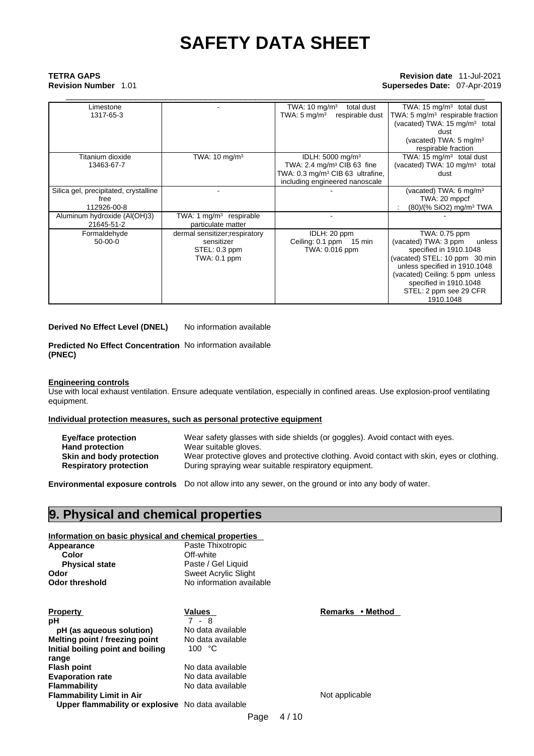# SAFETY DATA SHEET

**TETRA GAPS**
**Revision Number** 1.01

**Revision date** 11-Jul-2021
**Supersedes Date:** 07-Apr-2019

| | | | |
|---|---|---|---|
| Limestone<br>1317-65-3 | - | TWA: 10 mg/m³ total dust<br>TWA: 5 mg/m³ respirable dust | TWA: 15 mg/m³ total dust<br>TWA: 5 mg/m³ respirable fraction<br>(vacated) TWA: 15 mg/m³ total dust<br>(vacated) TWA: 5 mg/m³ respirable fraction |
| Titanium dioxide<br>13463-67-7 | TWA: 10 mg/m³ | IDLH: 5000 mg/m³<br>TWA: 2.4 mg/m³ CIB 63 fine<br>TWA: 0.3 mg/m³ CIB 63 ultrafine, including engineered nanoscale | TWA: 15 mg/m³ total dust<br>(vacated) TWA: 10 mg/m³ total dust |
| Silica gel, precipitated, crystalline free<br>112926-00-8 | - | - | (vacated) TWA: 6 mg/m³<br>TWA: 20 mppcf<br>: (80)/(% $SiO_2$) mg/m³ TWA |
| Aluminum hydroxide ($Al(OH)_3$)<br>21645-51-2 | TWA: 1 mg/m³ respirable particulate matter | - | - |
| Formaldehyde<br>50-00-0 | dermal sensitizer;respiratory sensitizer<br>STEL: 0.3 ppm<br>TWA: 0.1 ppm | IDLH: 20 ppm<br>Ceiling: 0.1 ppm 15 min<br>TWA: 0.016 ppm | TWA: 0.75 ppm<br>(vacated) TWA: 3 ppm unless specified in 1910.1048<br>(vacated) STEL: 10 ppm 30 min unless specified in 1910.1048<br>(vacated) Ceiling: 5 ppm unless specified in 1910.1048<br>STEL: 2 ppm see 29 CFR 1910.1048 |

**Derived No Effect Level (DNEL)** No information available

**Predicted No Effect Concentration (PNEC)** No information available

**Engineering controls**

Use with local exhaust ventilation. Ensure adequate ventilation, especially in confined areas. Use explosion-proof ventilating equipment.

**Individual protection measures, such as personal protective equipment**

| | |
|---|---|
| **Eye/face protection** | Wear safety glasses with side shields (or goggles). Avoid contact with eyes. |
| **Hand protection** | Wear suitable gloves. |
| **Skin and body protection** | Wear protective gloves and protective clothing. Avoid contact with skin, eyes or clothing. |
| **Respiratory protection** | During spraying wear suitable respiratory equipment. |

**Environmental exposure controls** Do not allow into any sewer, on the ground or into any body of water.

## 9. Physical and chemical properties

**Information on basic physical and chemical properties**

| | |
|---|---|
| **Appearance** | Paste Thixotropic |
| **Color** | Off-white |
| **Physical state** | Paste / Gel Liquid |
| **Odor** | Sweet Acrylic Slight |
| **Odor threshold** | No information available |

| **Property** | **Values** | **Remarks • Method** |
|---|---|---|
| **pH** | 7 - 8 | |
| **pH (as aqueous solution)** | No data available | |
| **Melting point / freezing point** | No data available | |
| **Initial boiling point and boiling range** | 100 °C | |
| **Flash point** | No data available | |
| **Evaporation rate** | No data available | |
| **Flammability** | No data available | |
| **Flammability Limit in Air** | | Not applicable |
| **Upper flammability or explosive** | No data available | |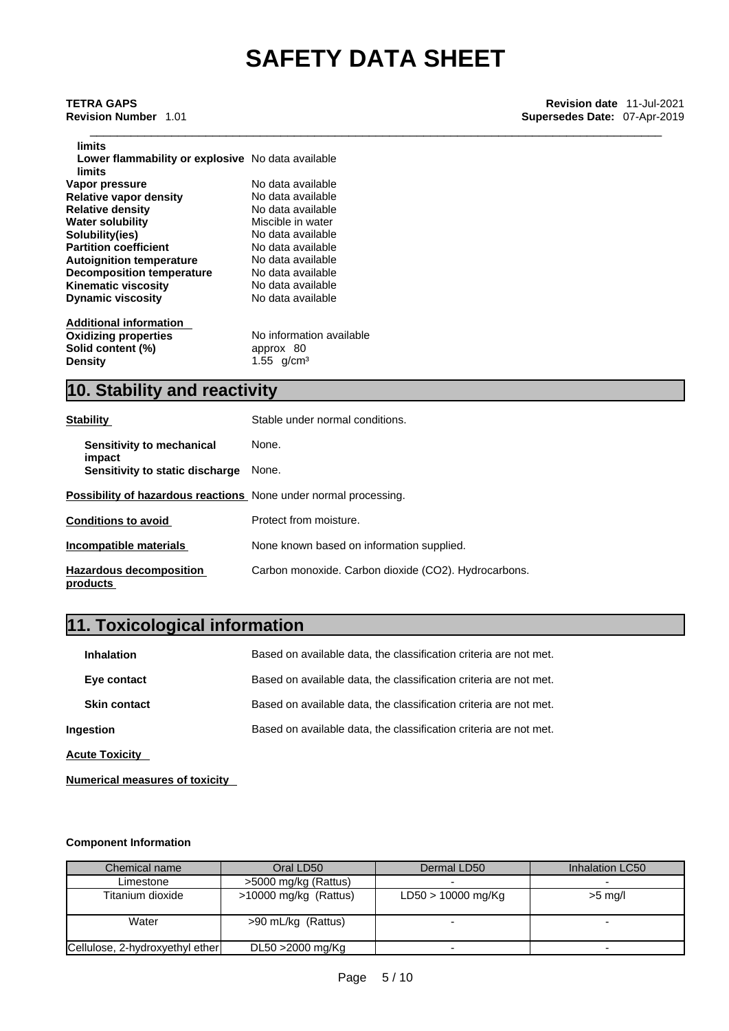| | |
|---|---|
| **limits** | |
| **Lower flammability or explosive limits** | No data available |
| **Vapor pressure** | No data available |
| **Relative vapor density** | No data available |
| **Relative density** | No data available |
| **Water solubility** | Miscible in water |
| **Solubility(ies)** | No data available |
| **Partition coefficient** | No data available |
| **Autoignition temperature** | No data available |
| **Decomposition temperature** | No data available |
| **Kinematic viscosity** | No data available |
| **Dynamic viscosity** | No data available |

**Additional information**

| | |
|---|---|
| **Oxidizing properties** | No information available |
| **Solid content (%)** | approx 80 |
| **Density** | 1.55 g/cm³ |

## 10. Stability and reactivity

**Stability** Stable under normal conditions.

**Sensitivity to mechanical impact** None.

**Sensitivity to static discharge** None.

**Possibility of hazardous reactions** None under normal processing.

**Conditions to avoid** Protect from moisture.

**Incompatible materials** None known based on information supplied.

**Hazardous decomposition products** Carbon monoxide. Carbon dioxide ($CO_2$). Hydrocarbons.

## 11. Toxicological information

**Inhalation** Based on available data, the classification criteria are not met.

**Eye contact** Based on available data, the classification criteria are not met.

**Skin contact** Based on available data, the classification criteria are not met.

**Ingestion** Based on available data, the classification criteria are not met.

**Acute Toxicity**

**Numerical measures of toxicity**

**Component Information**

| Chemical name | Oral LD50 | Dermal LD50 | Inhalation LC50 |
|---|---|---|---|
| Limestone | >5000 mg/kg (Rattus) | - | - |
| Titanium dioxide | >10000 mg/kg (Rattus) | LD50 > 10000 mg/Kg | >5 mg/l |
| Water | >90 mL/kg (Rattus) | - | - |
| Cellulose, 2-hydroxyethyl ether | DL50 >2000 mg/Kg | - | - |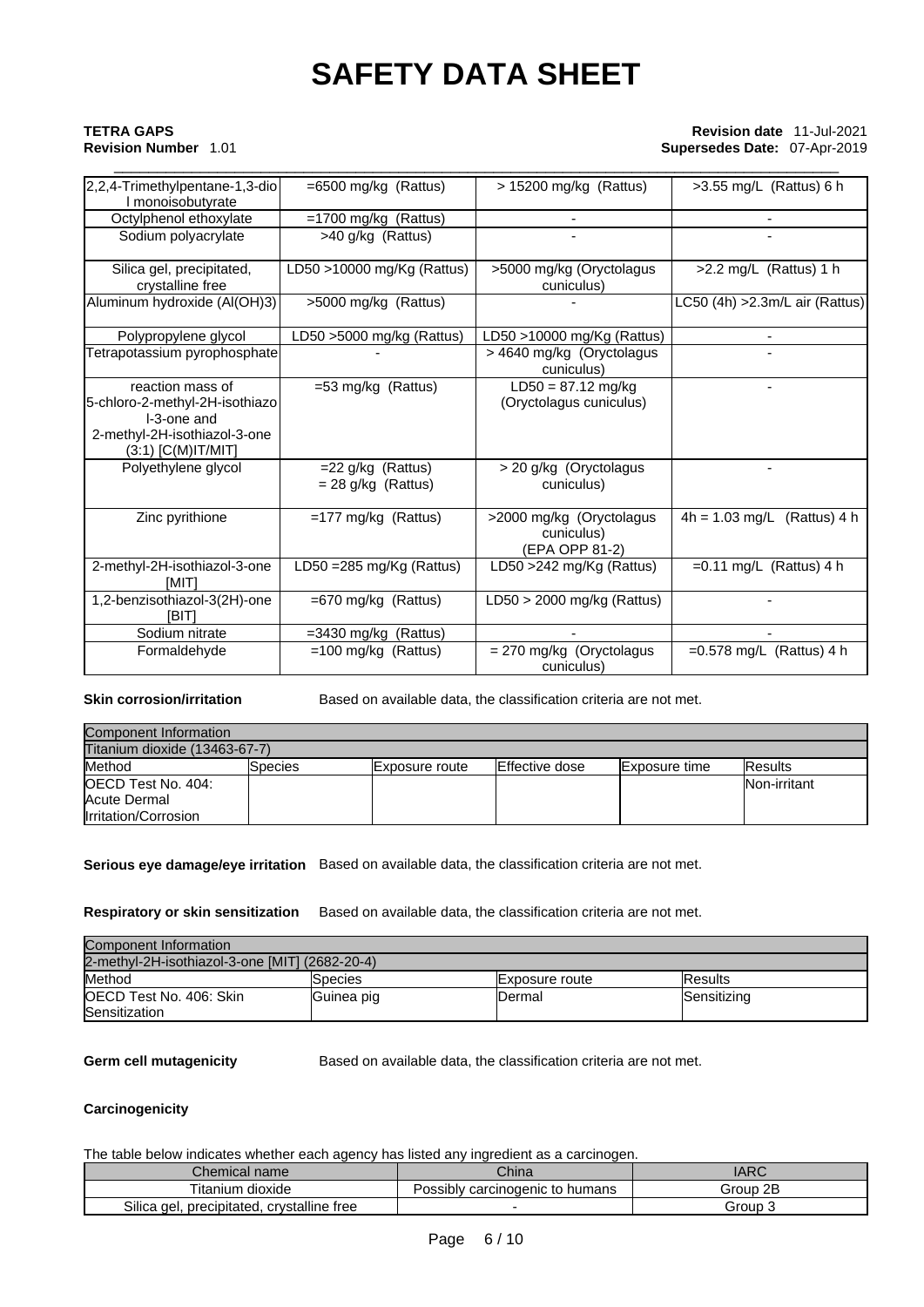| | | | |
|---|---|---|---|
| 2,2,4-Trimethylpentane-1,3-diol monoisobutyrate | =6500 mg/kg (Rattus) | > 15200 mg/kg (Rattus) | >3.55 mg/L (Rattus) 6 h |
| Octylphenol ethoxylate | =1700 mg/kg (Rattus) | - | - |
| Sodium polyacrylate | >40 g/kg (Rattus) | - | - |
| Silica gel, precipitated, crystalline free | LD50 >10000 mg/Kg (Rattus) | >5000 mg/kg (Oryctolagus cuniculus) | >2.2 mg/L (Rattus) 1 h |
| Aluminum hydroxide (Al(OH)3) | >5000 mg/kg (Rattus) | - | LC50 (4h) >2.3m/L air (Rattus) |
| Polypropylene glycol | LD50 >5000 mg/kg (Rattus) | LD50 >10000 mg/Kg (Rattus) | - |
| Tetrapotassium pyrophosphate | - | > 4640 mg/kg (Oryctolagus cuniculus) | - |
| reaction mass of 5-chloro-2-methyl-2H-isothiazol-3-one and 2-methyl-2H-isothiazol-3-one (3:1) [C(M)IT/MIT] | =53 mg/kg (Rattus) | LD50 = 87.12 mg/kg (Oryctolagus cuniculus) | - |
| Polyethylene glycol | =22 g/kg (Rattus) = 28 g/kg (Rattus) | > 20 g/kg (Oryctolagus cuniculus) | - |
| Zinc pyrithione | =177 mg/kg (Rattus) | >2000 mg/kg (Oryctolagus cuniculus) (EPA OPP 81-2) | 4h = 1.03 mg/L (Rattus) 4 h |
| 2-methyl-2H-isothiazol-3-one [MIT] | LD50 =285 mg/Kg (Rattus) | LD50 >242 mg/Kg (Rattus) | =0.11 mg/L (Rattus) 4 h |
| 1,2-benzisothiazol-3(2H)-one [BIT] | =670 mg/kg (Rattus) | LD50 > 2000 mg/kg (Rattus) | - |
| Sodium nitrate | =3430 mg/kg (Rattus) | - | - |
| Formaldehyde | =100 mg/kg (Rattus) | = 270 mg/kg (Oryctolagus cuniculus) | =0.578 mg/L (Rattus) 4 h |

**Skin corrosion/irritation** Based on available data, the classification criteria are not met.

| Component Information | | | | | |
|---|---|---|---|---|---|
| Titanium dioxide (13463-67-7) | | | | | |
| Method | Species | Exposure route | Effective dose | Exposure time | Results |
| OECD Test No. 404: Acute Dermal Irritation/Corrosion | | | | | Non-irritant |

**Serious eye damage/eye irritation** Based on available data, the classification criteria are not met.

**Respiratory or skin sensitization** Based on available data, the classification criteria are not met.

| Component Information | | | |
|---|---|---|---|
| 2-methyl-2H-isothiazol-3-one [MIT] (2682-20-4) | | | |
| Method | Species | Exposure route | Results |
| OECD Test No. 406: Skin Sensitization | Guinea pig | Dermal | Sensitizing |

**Germ cell mutagenicity** Based on available data, the classification criteria are not met.

**Carcinogenicity**

The table below indicates whether each agency has listed any ingredient as a carcinogen.

| Chemical name | China | IARC |
|---|---|---|
| Titanium dioxide | Possibly carcinogenic to humans | Group 2B |
| Silica gel, precipitated, crystalline free | - | Group 3 |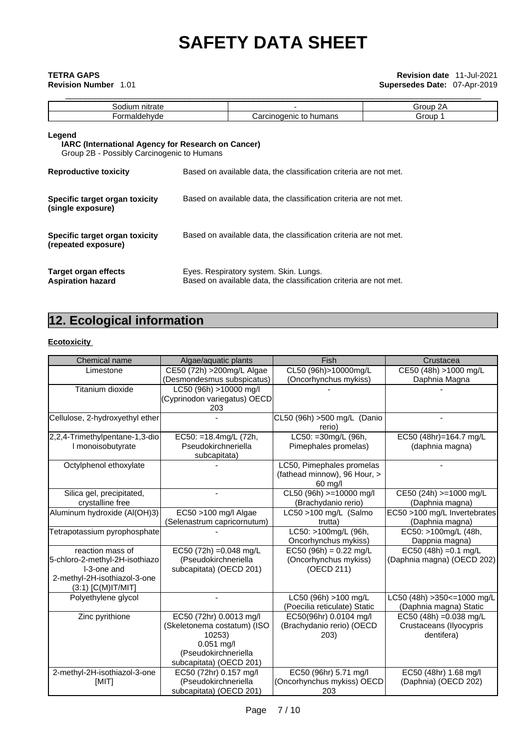| Sodium nitrate | - | Group 2A |
|---|---|---|
| Formaldehyde | Carcinogenic to humans | Group 1 |

**Legend**

**IARC (International Agency for Research on Cancer)**

Group 2B - Possibly Carcinogenic to Humans

**Reproductive toxicity** Based on available data, the classification criteria are not met.

**Specific target organ toxicity (single exposure)** Based on available data, the classification criteria are not met.

**Specific target organ toxicity (repeated exposure)** Based on available data, the classification criteria are not met.

**Target organ effects** Eyes. Respiratory system. Skin. Lungs.

**Aspiration hazard** Based on available data, the classification criteria are not met.

## 12. Ecological information

**Ecotoxicity**

| Chemical name | Algae/aquatic plants | Fish | Crustacea |
|---|---|---|---|
| Limestone | CE50 (72h) >200mg/L Algae (Desmondesmus subspicatus) | CL50 (96h)>10000mg/L (Oncorhynchus mykiss) | CE50 (48h) >1000 mg/L Daphnia Magna |
| Titanium dioxide | LC50 (96h) >10000 mg/l (Cyprinodon variegatus) OECD 203 | - | - |
| Cellulose, 2-hydroxyethyl ether | - | CL50 (96h) >500 mg/L (Danio rerio) | - |
| 2,2,4-Trimethylpentane-1,3-diol monoisobutyrate | EC50: =18.4mg/L (72h, Pseudokirchneriella subcapitata) | LC50: =30mg/L (96h, Pimephales promelas) | EC50 (48hr)=164.7 mg/L (daphnia magna) |
| Octylphenol ethoxylate | - | LC50, Pimephales promelas (fathead minnow), 96 Hour, > 60 mg/l | - |
| Silica gel, precipitated, crystalline free | - | CL50 (96h) >=10000 mg/l (Brachydanio rerio) | CE50 (24h) >=1000 mg/L (Daphnia magna) |
| Aluminum hydroxide (Al(OH)3) | EC50 >100 mg/l Algae (Selenastrum capricornutum) | LC50 >100 mg/L (Salmo trutta) | EC50 >100 mg/L Invertebrates (Daphnia magna) |
| Tetrapotassium pyrophosphate | - | LC50: >100mg/L (96h, Oncorhynchus mykiss) | EC50: >100mg/L (48h, Dappnia magna) |
| reaction mass of 5-chloro-2-methyl-2H-isothiazol-3-one and 2-methyl-2H-isothiazol-3-one (3:1) [C(M)IT/MIT] | EC50 (72h) =0.048 mg/L (Pseudokirchneriella subcapitata) (OECD 201) | EC50 (96h) = 0.22 mg/L (Oncorhynchus mykiss) (OECD 211) | EC50 (48h) =0.1 mg/L (Daphnia magna) (OECD 202) |
| Polyethylene glycol | - | LC50 (96h) >100 mg/L (Poecilia reticulate) Static | LC50 (48h) >350<=1000 mg/L (Daphnia magna) Static |
| Zinc pyrithione | EC50 (72hr) 0.0013 mg/l (Skeletonema costatum) (ISO 10253) 0.051 mg/l (Pseudokirchneriella subcapitata) (OECD 201) | EC50(96hr) 0.0104 mg/l (Brachydanio rerio) (OECD 203) | EC50 (48h) =0.038 mg/L Crustaceans (Ilyocypris dentifera) |
| 2-methyl-2H-isothiazol-3-one [MIT] | EC50 (72hr) 0.157 mg/l (Pseudokirchneriella subcapitata) (OECD 201) | EC50 (96hr) 5.71 mg/l (Oncorhynchus mykiss) OECD 203 | EC50 (48hr) 1.68 mg/l (Daphnia) (OECD 202) |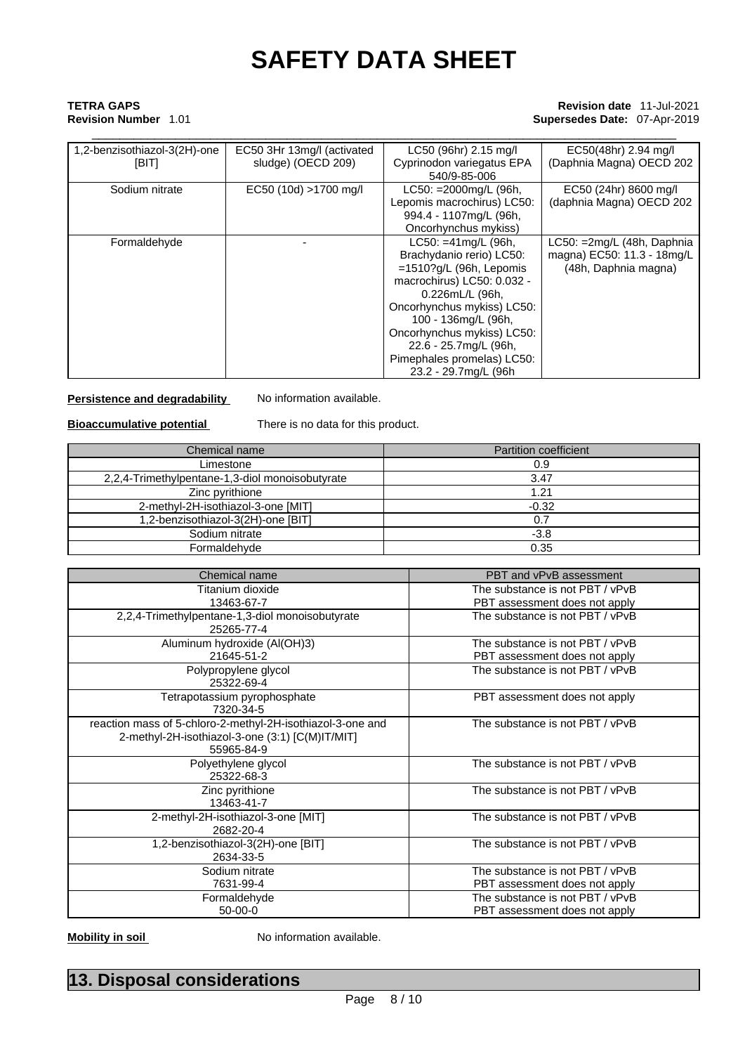| | | | |
|---|---|---|---|
| 1,2-benzisothiazol-3(2H)-one [BIT] | EC50 3Hr 13mg/l (activated sludge) (OECD 209) | LC50 (96hr) 2.15 mg/l Cyprinodon variegatus EPA 540/9-85-006 | EC50(48hr) 2.94 mg/l (Daphnia Magna) OECD 202 |
| Sodium nitrate | EC50 (10d) >1700 mg/l | LC50: =2000mg/L (96h, Lepomis macrochirus) LC50: 994.4 - 1107mg/L (96h, Oncorhynchus mykiss) | EC50 (24hr) 8600 mg/l (daphnia Magna) OECD 202 |
| Formaldehyde | - | LC50: =41mg/L (96h, Brachydanio rerio) LC50: =1510?g/L (96h, Lepomis macrochirus) LC50: 0.032 - 0.226mL/L (96h, Oncorhynchus mykiss) LC50: 100 - 136mg/L (96h, Oncorhynchus mykiss) LC50: 22.6 - 25.7mg/L (96h, Pimephales promelas) LC50: 23.2 - 29.7mg/L (96h | LC50: =2mg/L (48h, Daphnia magna) EC50: 11.3 - 18mg/L (48h, Daphnia magna) |

**Persistence and degradability** No information available.

**Bioaccumulative potential** There is no data for this product.

| Chemical name | Partition coefficient |
|---|---|
| Limestone | 0.9 |
| 2,2,4-Trimethylpentane-1,3-diol monoisobutyrate | 3.47 |
| Zinc pyrithione | 1.21 |
| 2-methyl-2H-isothiazol-3-one [MIT] | -0.32 |
| 1,2-benzisothiazol-3(2H)-one [BIT] | 0.7 |
| Sodium nitrate | -3.8 |
| Formaldehyde | 0.35 |

| Chemical name | PBT and vPvB assessment |
|---|---|
| Titanium dioxide 13463-67-7 | The substance is not PBT / vPvB PBT assessment does not apply |
| 2,2,4-Trimethylpentane-1,3-diol monoisobutyrate 25265-77-4 | The substance is not PBT / vPvB |
| Aluminum hydroxide (Al(OH)3) 21645-51-2 | The substance is not PBT / vPvB PBT assessment does not apply |
| Polypropylene glycol 25322-69-4 | The substance is not PBT / vPvB |
| Tetrapotassium pyrophosphate 7320-34-5 | PBT assessment does not apply |
| reaction mass of 5-chloro-2-methyl-2H-isothiazol-3-one and 2-methyl-2H-isothiazol-3-one (3:1) [C(M)IT/MIT] 55965-84-9 | The substance is not PBT / vPvB |
| Polyethylene glycol 25322-68-3 | The substance is not PBT / vPvB |
| Zinc pyrithione 13463-41-7 | The substance is not PBT / vPvB |
| 2-methyl-2H-isothiazol-3-one [MIT] 2682-20-4 | The substance is not PBT / vPvB |
| 1,2-benzisothiazol-3(2H)-one [BIT] 2634-33-5 | The substance is not PBT / vPvB |
| Sodium nitrate 7631-99-4 | The substance is not PBT / vPvB PBT assessment does not apply |
| Formaldehyde 50-00-0 | The substance is not PBT / vPvB PBT assessment does not apply |

**Mobility in soil** No information available.

## 13. Disposal considerations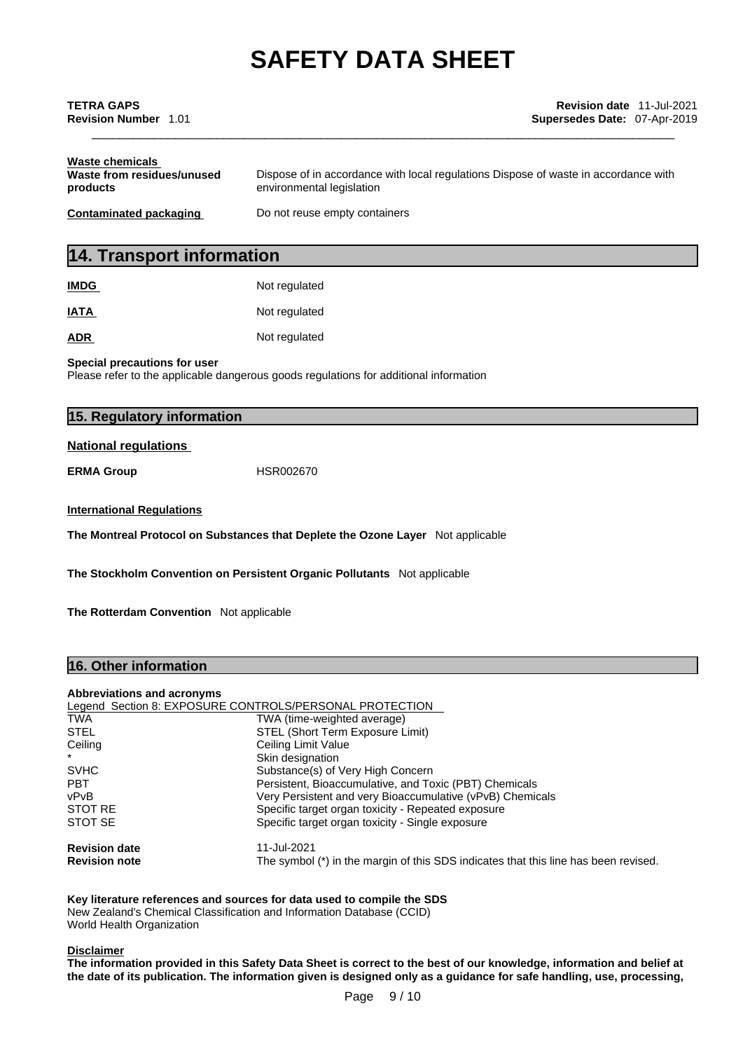**Waste chemicals**

| | |
|---|---|
| **Waste from residues/unused products** | Dispose of in accordance with local regulations Dispose of waste in accordance with environmental legislation |
| **Contaminated packaging** | Do not reuse empty containers |

## 14. Transport information

| | |
|---|---|
| **IMDG** | Not regulated |
| **IATA** | Not regulated |
| **ADR** | Not regulated |

**Special precautions for user**
Please refer to the applicable dangerous goods regulations for additional information

## 15. Regulatory information

**National regulations**

**ERMA Group** HSR002670

**International Regulations**

**The Montreal Protocol on Substances that Deplete the Ozone Layer** Not applicable

**The Stockholm Convention on Persistent Organic Pollutants** Not applicable

**The Rotterdam Convention** Not applicable

## 16. Other information

**Abbreviations and acronyms**

Legend Section 8: EXPOSURE CONTROLS/PERSONAL PROTECTION

| | |
|---|---|
| TWA | TWA (time-weighted average) |
| STEL | STEL (Short Term Exposure Limit) |
| Ceiling | Ceiling Limit Value |
| * | Skin designation |
| SVHC | Substance(s) of Very High Concern |
| PBT | Persistent, Bioaccumulative, and Toxic (PBT) Chemicals |
| vPvB | Very Persistent and very Bioaccumulative (vPvB) Chemicals |
| STOT RE | Specific target organ toxicity - Repeated exposure |
| STOT SE | Specific target organ toxicity - Single exposure |

| | |
|---|---|
| **Revision date** | 11-Jul-2021 |
| **Revision note** | The symbol (*) in the margin of this SDS indicates that this line has been revised. |

**Key literature references and sources for data used to compile the SDS**
New Zealand's Chemical Classification and Information Database (CCID)
World Health Organization

**Disclaimer**
**The information provided in this Safety Data Sheet is correct to the best of our knowledge, information and belief at the date of its publication. The information given is designed only as a guidance for safe handling, use, processing,**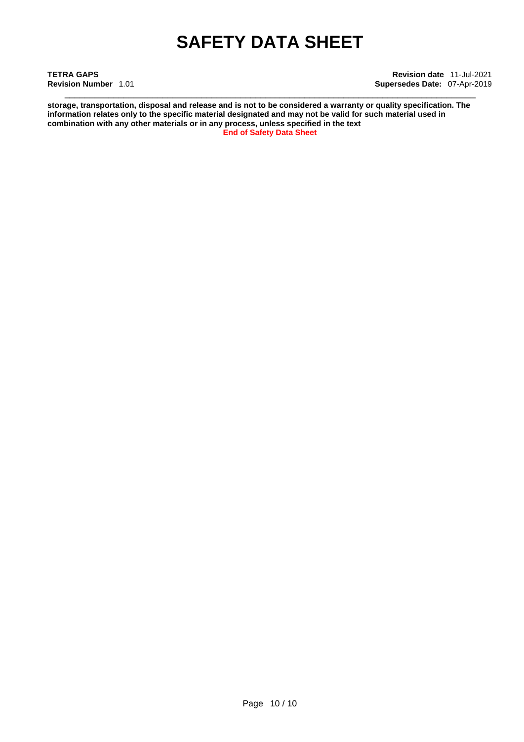**storage, transportation, disposal and release and is not to be considered a warranty or quality specification. The information relates only to the specific material designated and may not be valid for such material used in combination with any other materials or in any process, unless specified in the text**

**End of Safety Data Sheet**